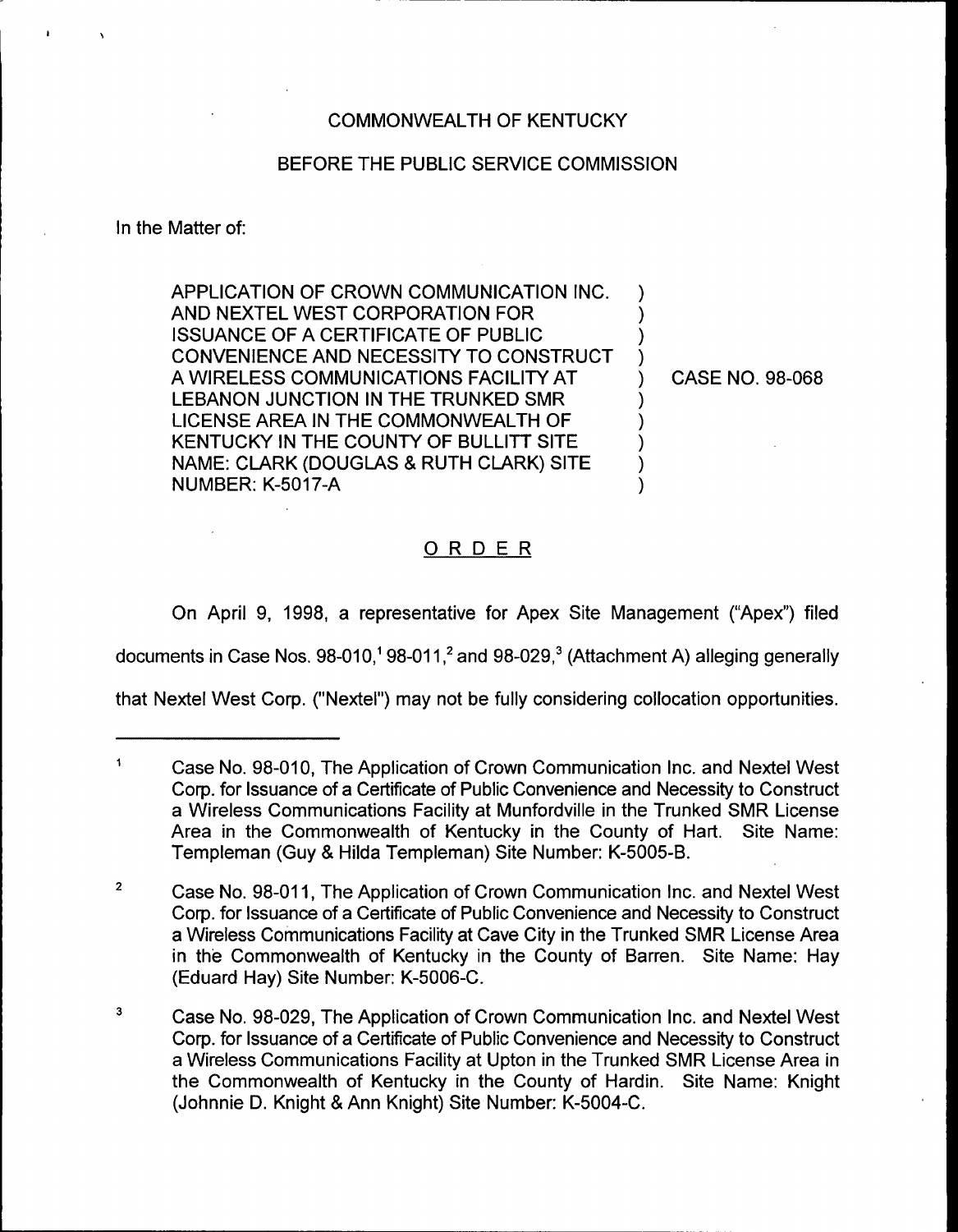COMMONWEALTH OF KENTUCKY

BEFORE THE PUBLIC SERVICE COMMISSION

In the Matter of:

| | | |
|---|---|---|
| APPLICATION OF CROWN COMMUNICATION INC. AND NEXTEL WEST CORPORATION FOR ISSUANCE OF A CERTIFICATE OF PUBLIC CONVENIENCE AND NECESSITY TO CONSTRUCT A WIRELESS COMMUNICATIONS FACILITY AT LEBANON JUNCTION IN THE TRUNKED SMR LICENSE AREA IN THE COMMONWEALTH OF KENTUCKY IN THE COUNTY OF BULLITT SITE NAME: CLARK (DOUGLAS & RUTH CLARK) SITE NUMBER: K-5017-A | ) | CASE NO. 98-068 |

## ORDER

On April 9, 1998, a representative for Apex Site Management ("Apex") filed documents in Case Nos. 98-010,[1] 98-011,[2] and 98-029,[3] (Attachment A) alleging generally that Nextel West Corp. ("Nextel") may not be fully considering collocation opportunities.

[1] Case No. 98-010, The Application of Crown Communication Inc. and Nextel West Corp. for Issuance of a Certificate of Public Convenience and Necessity to Construct a Wireless Communications Facility at Munfordville in the Trunked SMR License Area in the Commonwealth of Kentucky in the County of Hart. Site Name: Templeman (Guy & Hilda Templeman) Site Number: K-5005-B.

[2] Case No. 98-011, The Application of Crown Communication Inc. and Nextel West Corp. for Issuance of a Certificate of Public Convenience and Necessity to Construct a Wireless Communications Facility at Cave City in the Trunked SMR License Area in the Commonwealth of Kentucky in the County of Barren. Site Name: Hay (Eduard Hay) Site Number: K-5006-C.

[3] Case No. 98-029, The Application of Crown Communication Inc. and Nextel West Corp. for Issuance of a Certificate of Public Convenience and Necessity to Construct a Wireless Communications Facility at Upton in the Trunked SMR License Area in the Commonwealth of Kentucky in the County of Hardin. Site Name: Knight (Johnnie D. Knight & Ann Knight) Site Number: K-5004-C.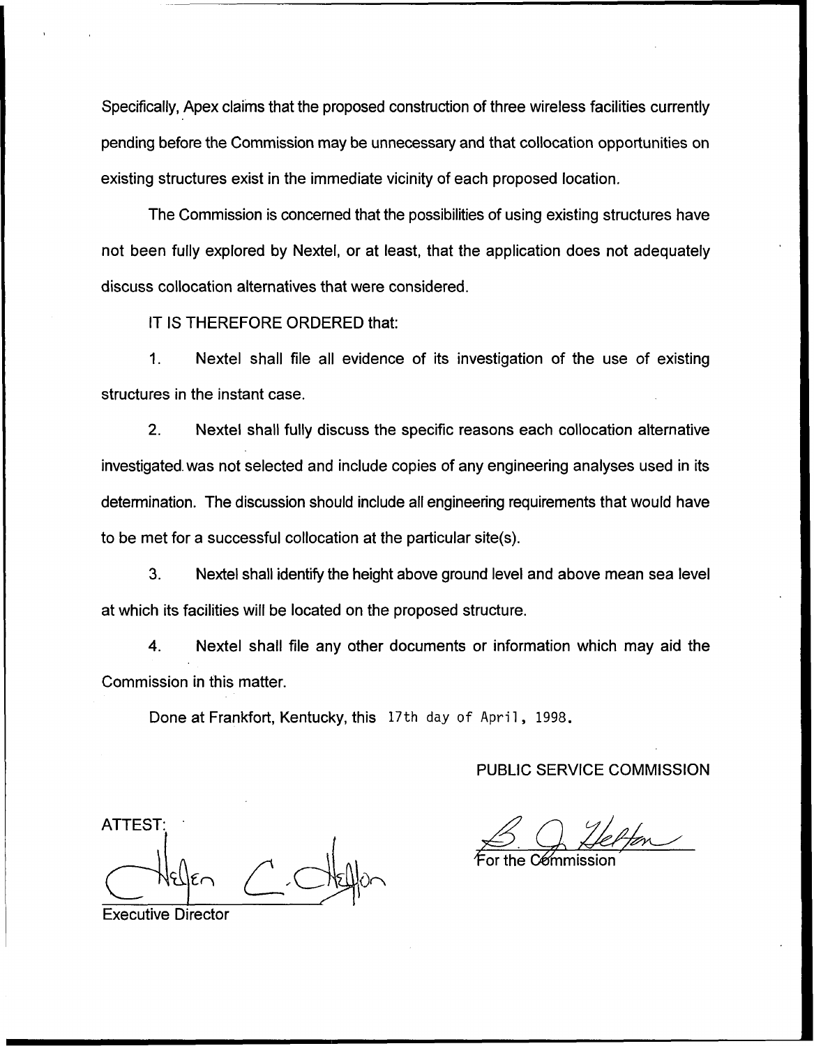Specifically, Apex claims that the proposed construction of three wireless facilities currently pending before the Commission may be unnecessary and that collocation opportunities on existing structures exist in the immediate vicinity of each proposed location.

The Commission is concerned that the possibilities of using existing structures have not been fully explored by Nextel, or at least, that the application does not adequately discuss collocation alternatives that were considered.

IT IS THEREFORE ORDERED that:

1. Nextel shall file all evidence of its investigation of the use of existing structures in the instant case.

2. Nextel shall fully discuss the specific reasons each collocation alternative investigated was not selected and include copies of any engineering analyses used in its determination. The discussion should include all engineering requirements that would have to be met for a successful collocation at the particular site(s).

3. Nextel shall identify the height above ground level and above mean sea level at which its facilities will be located on the proposed structure.

4. Nextel shall file any other documents or information which may aid the Commission in this matter.

Done at Frankfort, Kentucky, this 17th day of April, 1998.

PUBLIC SERVICE COMMISSION

For the Commission

ATTEST:

Executive Director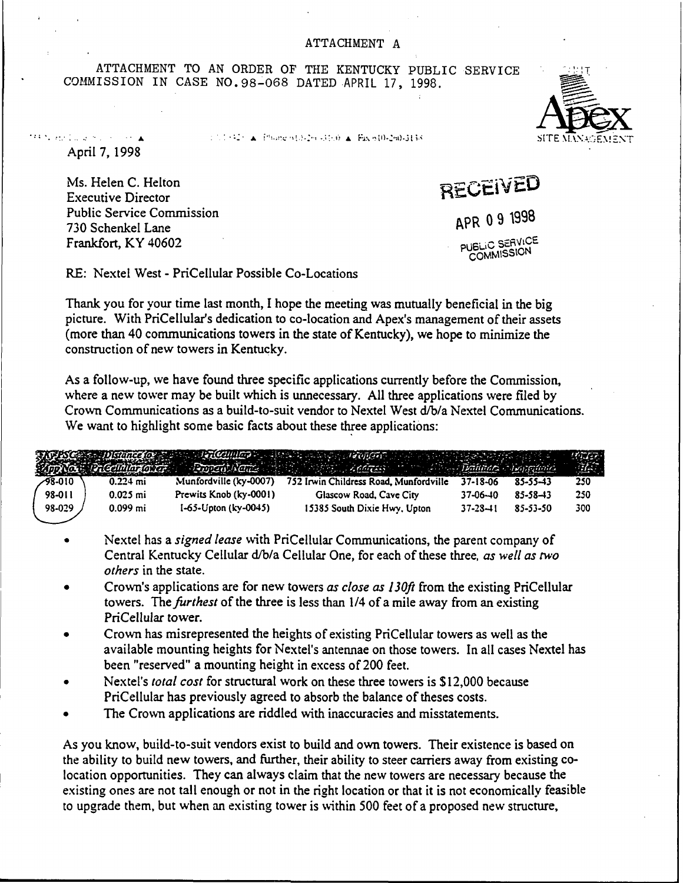ATTACHMENT A

ATTACHMENT TO AN ORDER OF THE KENTUCKY PUBLIC SERVICE COMMISSION IN CASE NO. 98-068 DATED APRIL 17, 1998.

Apex SITE MANAGEMENT

April 7, 1998

Ms. Helen C. Helton
Executive Director
Public Service Commission
730 Schenkel Lane
Frankfort, KY 40602

RECEIVED
APR 09 1998
PUBLIC SERVICE COMMISSION

RE: Nextel West - PriCellular Possible Co-Locations

Thank you for your time last month, I hope the meeting was mutually beneficial in the big picture. With PriCellular's dedication to co-location and Apex's management of their assets (more than 40 communications towers in the state of Kentucky), we hope to minimize the construction of new towers in Kentucky.

As a follow-up, we have found three specific applications currently before the Commission, where a new tower may be built which is unnecessary. All three applications were filed by Crown Communications as a build-to-suit vendor to Nextel West d/b/a Nextel Communications. We want to highlight some basic facts about these three applications:

| KY PSC App No. | Distance to PriCellular tower | PriCellular Property Name | Property Address | Latitude | Longitude | Tower Ht. |
|---|---|---|---|---|---|---|
| 98-010 | 0.224 mi | Munfordville (ky-0007) | 752 Irwin Childress Road, Munfordville | 37-18-06 | 85-55-43 | 250 |
| 98-011 | 0.025 mi | Prewits Knob (ky-0001) | Glascow Road, Cave City | 37-06-40 | 85-58-43 | 250 |
| 98-029 | 0.099 mi | I-65-Upton (ky-0045) | 15385 South Dixie Hwy, Upton | 37-28-41 | 85-53-50 | 300 |

- Nextel has a *signed lease* with PriCellular Communications, the parent company of Central Kentucky Cellular d/b/a Cellular One, for each of these three, *as well as two others* in the state.
- Crown's applications are for new towers *as close as 130ft* from the existing PriCellular towers. The *furthest* of the three is less than 1/4 of a mile away from an existing PriCellular tower.
- Crown has misrepresented the heights of existing PriCellular towers as well as the available mounting heights for Nextel's antennae on those towers. In all cases Nextel has been "reserved" a mounting height in excess of 200 feet.
- Nextel's *total cost* for structural work on these three towers is $12,000 because PriCellular has previously agreed to absorb the balance of theses costs.
- The Crown applications are riddled with inaccuracies and misstatements.

As you know, build-to-suit vendors exist to build and own towers. Their existence is based on the ability to build new towers, and further, their ability to steer carriers away from existing co-location opportunities. They can always claim that the new towers are necessary because the existing ones are not tall enough or not in the right location or that it is not economically feasible to upgrade them, but when an existing tower is within 500 feet of a proposed new structure,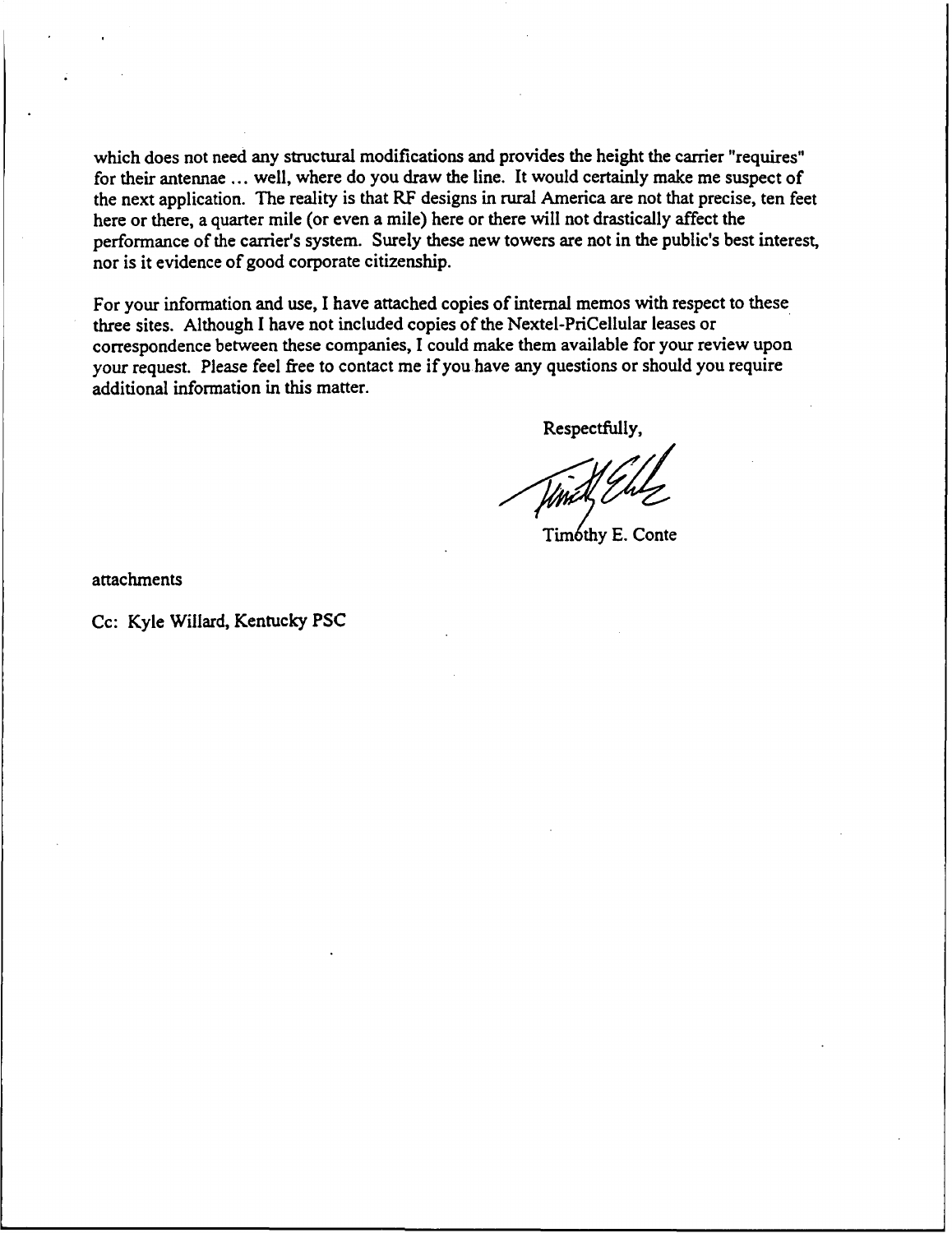which does not need any structural modifications and provides the height the carrier "requires" for their antennae ... well, where do you draw the line. It would certainly make me suspect of the next application. The reality is that RF designs in rural America are not that precise, ten feet here or there, a quarter mile (or even a mile) here or there will not drastically affect the performance of the carrier's system. Surely these new towers are not in the public's best interest, nor is it evidence of good corporate citizenship.

For your information and use, I have attached copies of internal memos with respect to these three sites. Although I have not included copies of the Nextel-PriCellular leases or correspondence between these companies, I could make them available for your review upon your request. Please feel free to contact me if you have any questions or should you require additional information in this matter.

Respectfully,

Timothy E. Conte

attachments

Cc: Kyle Willard, Kentucky PSC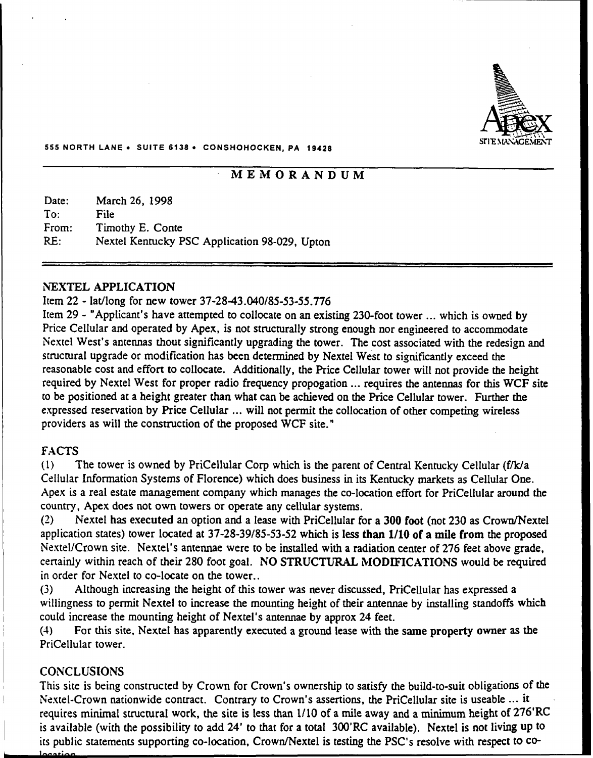Apex
SITE MANAGEMENT

555 NORTH LANE • SUITE 6138 • CONSHOHOCKEN, PA 19428

# MEMORANDUM

Date: March 26, 1998
To: File
From: Timothy E. Conte
RE: Nextel Kentucky PSC Application 98-029, Upton

## NEXTEL APPLICATION

Item 22 - lat/long for new tower 37-28-43.040/85-53-55.776

Item 29 - "Applicant's have attempted to collocate on an existing 230-foot tower ... which is owned by Price Cellular and operated by Apex, is not structurally strong enough nor engineered to accommodate Nextel West's antennas thout significantly upgrading the tower. The cost associated with the redesign and structural upgrade or modification has been determined by Nextel West to significantly exceed the reasonable cost and effort to collocate. Additionally, the Price Cellular tower will not provide the height required by Nextel West for proper radio frequency propogation ... requires the antennas for this WCF site to be positioned at a height greater than what can be achieved on the Price Cellular tower. Further the expressed reservation by Price Cellular ... will not permit the collocation of other competing wireless providers as will the construction of the proposed WCF site."

## FACTS

(1) The tower is owned by PriCellular Corp which is the parent of Central Kentucky Cellular (f/k/a Cellular Information Systems of Florence) which does business in its Kentucky markets as Cellular One. Apex is a real estate management company which manages the co-location effort for PriCellular around the country, Apex does not own towers or operate any cellular systems.

(2) Nextel has executed an option and a lease with PriCellular for a **300 foot** (not 230 as Crown/Nextel application states) tower located at 37-28-39/85-53-52 which is **less than 1/10 of a mile from** the proposed Nextel/Crown site. Nextel's antennae were to be installed with a radiation center of 276 feet above grade, certainly within reach of their 280 foot goal. **NO STRUCTURAL MODIFICATIONS** would be required in order for Nextel to co-locate on the tower..

(3) Although increasing the height of this tower was never discussed, PriCellular has expressed a willingness to permit Nextel to increase the mounting height of their antennae by installing standoffs which could increase the mounting height of Nextel's antennae by approx 24 feet.

(4) For this site, Nextel has apparently executed a ground lease with the **same property** owner as the PriCellular tower.

## CONCLUSIONS

This site is being constructed by Crown for Crown's ownership to satisfy the build-to-suit obligations of the Nextel-Crown nationwide contract. Contrary to Crown's assertions, the PriCellular site is useable ... it requires minimal structural work, the site is less than 1/10 of a mile away and a minimum height of 276'RC is available (with the possibility to add 24' to that for a total 300'RC available). Nextel is not living up to its public statements supporting co-location, Crown/Nextel is testing the PSC's resolve with respect to co-location.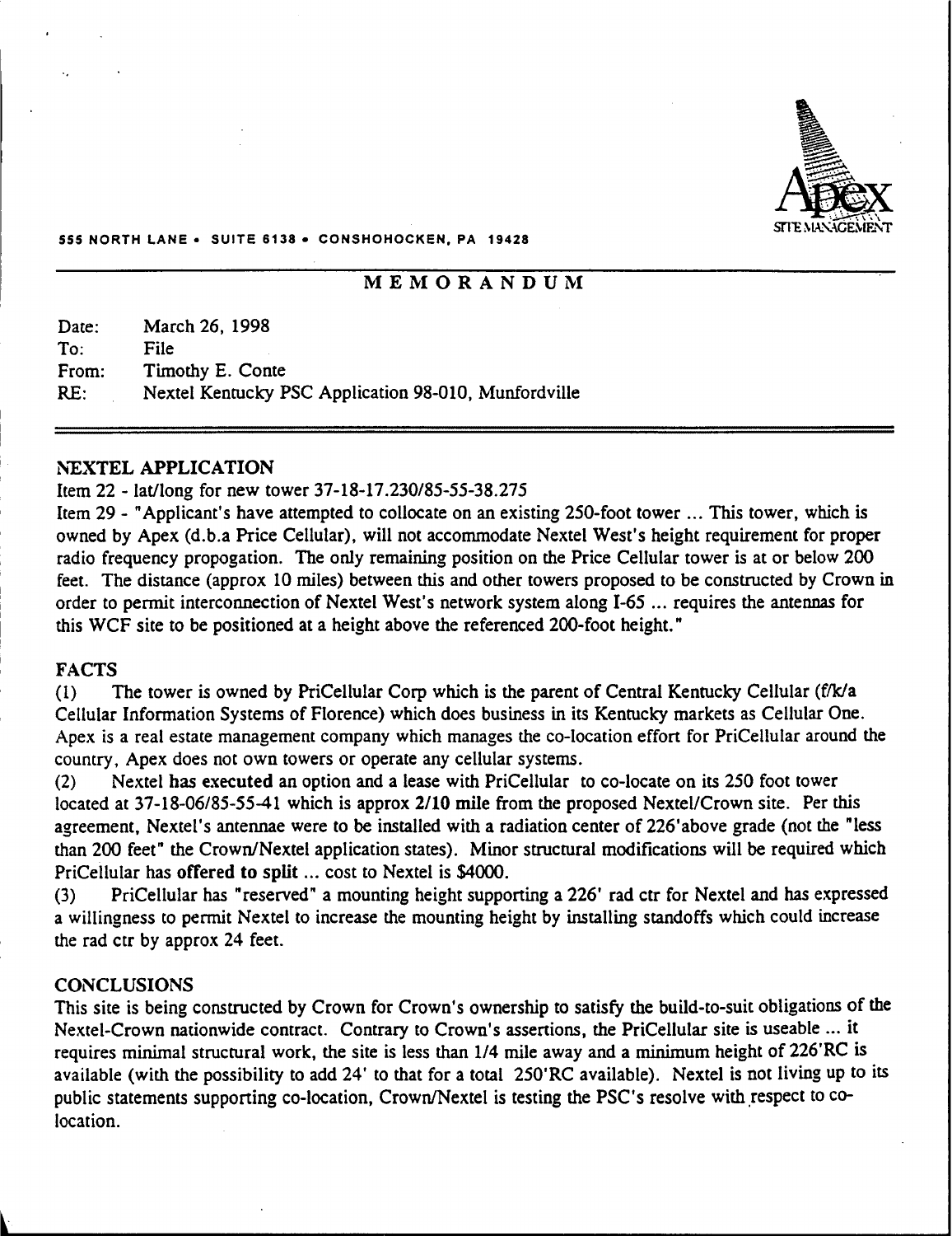Apex SITE MANAGEMENT

555 NORTH LANE • SUITE 6138 • CONSHOHOCKEN, PA 19428

# MEMORANDUM

Date: March 26, 1998
To: File
From: Timothy E. Conte
RE: Nextel Kentucky PSC Application 98-010, Munfordville

## NEXTEL APPLICATION

Item 22 - lat/long for new tower 37-18-17.230/85-55-38.275

Item 29 - "Applicant's have attempted to collocate on an existing 250-foot tower ... This tower, which is owned by Apex (d.b.a Price Cellular), will not accommodate Nextel West's height requirement for proper radio frequency propogation. The only remaining position on the Price Cellular tower is at or below 200 feet. The distance (approx 10 miles) between this and other towers proposed to be constructed by Crown in order to permit interconnection of Nextel West's network system along I-65 ... requires the antennas for this WCF site to be positioned at a height above the referenced 200-foot height."

## FACTS

(1) The tower is owned by PriCellular Corp which is the parent of Central Kentucky Cellular (f/k/a Cellular Information Systems of Florence) which does business in its Kentucky markets as Cellular One. Apex is a real estate management company which manages the co-location effort for PriCellular around the country, Apex does not own towers or operate any cellular systems.

(2) Nextel **has executed** an option and a lease with PriCellular to co-locate on its 250 foot tower located at 37-18-06/85-55-41 which is approx **2/10 mile** from the proposed Nextel/Crown site. Per this agreement, Nextel's antennae were to be installed with a radiation center of 226'above grade (not the "less than 200 feet" the Crown/Nextel application states). Minor structural modifications will be required which PriCellular has **offered to split** ... cost to Nextel is $4000.

(3) PriCellular has "reserved" a mounting height supporting a 226' rad ctr for Nextel and has expressed a willingness to permit Nextel to increase the mounting height by installing standoffs which could increase the rad ctr by approx 24 feet.

## CONCLUSIONS

This site is being constructed by Crown for Crown's ownership to satisfy the build-to-suit obligations of the Nextel-Crown nationwide contract. Contrary to Crown's assertions, the PriCellular site is useable ... it requires minimal structural work, the site is less than 1/4 mile away and a minimum height of 226'RC is available (with the possibility to add 24' to that for a total 250'RC available). Nextel is not living up to its public statements supporting co-location, Crown/Nextel is testing the PSC's resolve with respect to co-location.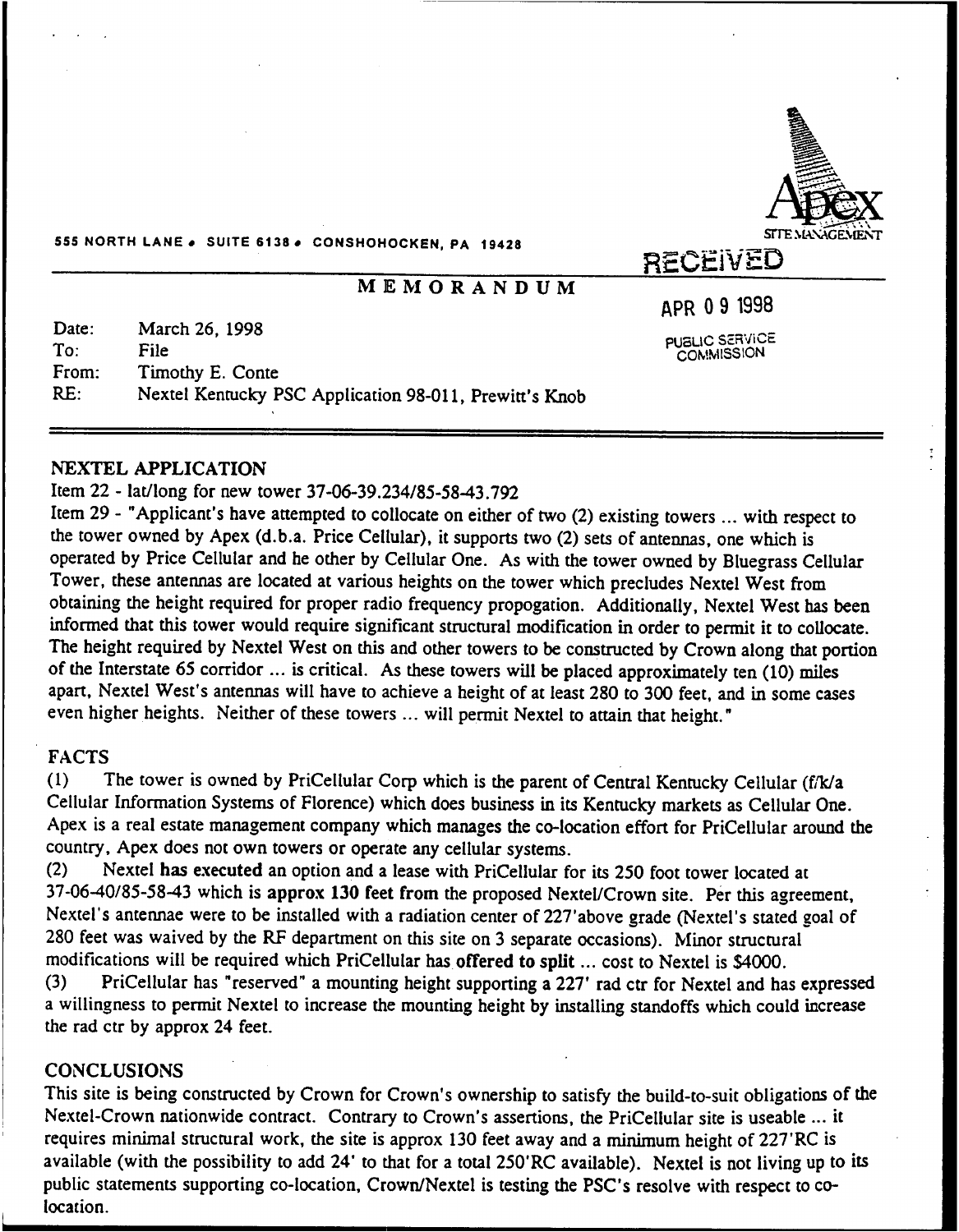Apex

SITE MANAGEMENT

555 NORTH LANE • SUITE 6138 • CONSHOHOCKEN, PA 19428

RECEIVED

APR 09 1998

PUBLIC SERVICE COMMISSION

# MEMORANDUM

Date: March 26, 1998
To: File
From: Timothy E. Conte
RE: Nextel Kentucky PSC Application 98-011, Prewitt's Knob

## NEXTEL APPLICATION

Item 22 - lat/long for new tower 37-06-39.234/85-58-43.792

Item 29 - "Applicant's have attempted to collocate on either of two (2) existing towers ... with respect to the tower owned by Apex (d.b.a. Price Cellular), it supports two (2) sets of antennas, one which is operated by Price Cellular and he other by Cellular One. As with the tower owned by Bluegrass Cellular Tower, these antennas are located at various heights on the tower which precludes Nextel West from obtaining the height required for proper radio frequency propogation. Additionally, Nextel West has been informed that this tower would require significant structural modification in order to permit it to collocate. The height required by Nextel West on this and other towers to be constructed by Crown along that portion of the Interstate 65 corridor ... is critical. As these towers will be placed approximately ten (10) miles apart, Nextel West's antennas will have to achieve a height of at least 280 to 300 feet, and in some cases even higher heights. Neither of these towers ... will permit Nextel to attain that height."

## FACTS

(1) The tower is owned by PriCellular Corp which is the parent of Central Kentucky Cellular (f/k/a Cellular Information Systems of Florence) which does business in its Kentucky markets as Cellular One. Apex is a real estate management company which manages the co-location effort for PriCellular around the country, Apex does not own towers or operate any cellular systems.

(2) Nextel **has executed** an option and a lease with PriCellular for its 250 foot tower located at 37-06-40/85-58-43 which is **approx 130 feet from** the proposed Nextel/Crown site. Per this agreement, Nextel's antennae were to be installed with a radiation center of 227'above grade (Nextel's stated goal of 280 feet was waived by the RF department on this site on 3 separate occasions). Minor structural modifications will be required which PriCellular has **offered to split** ... cost to Nextel is $4000.

(3) PriCellular has "reserved" a mounting height supporting a 227' rad ctr for Nextel and has expressed a willingness to permit Nextel to increase the mounting height by installing standoffs which could increase the rad ctr by approx 24 feet.

## CONCLUSIONS

This site is being constructed by Crown for Crown's ownership to satisfy the build-to-suit obligations of the Nextel-Crown nationwide contract. Contrary to Crown's assertions, the PriCellular site is useable ... it requires minimal structural work, the site is approx 130 feet away and a minimum height of 227'RC is available (with the possibility to add 24' to that for a total 250'RC available). Nextel is not living up to its public statements supporting co-location, Crown/Nextel is testing the PSC's resolve with respect to co-location.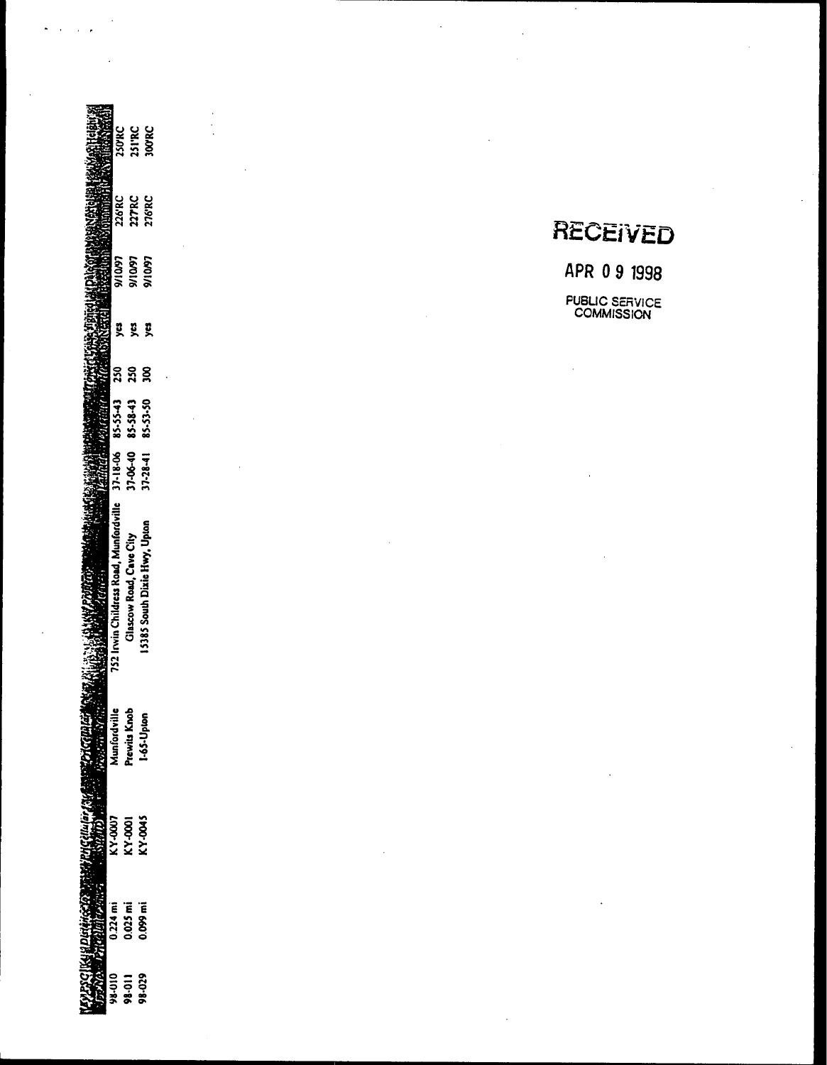| | | | | | | | | | | | |
|---|---|---|---|---|---|---|---|---|---|---|---|
| 98-010 | 0.224 mi | KY-0007 | Munfordville | 752 Irwin Childress Road, Munfordville | 37-18-06 | 85-55-43 | 250 | yes | 9/10/97 | 226'RC | 250'RC |
| 98-011 | 0.025 mi | KY-0001 | Prewitts Knob | Glascow Road, Cave City | 37-06-40 | 85-58-43 | 250 | yes | 9/10/97 | 227'RC | 251'RC |
| 98-029 | 0.099 mi | KY-0045 | I-65-Upton | 15385 South Dixie Hwy, Upton | 37-28-41 | 85-53-50 | 300 | yes | 9/10/97 | 276'RC | 300'RC |

RECEIVED

APR 09 1998

PUBLIC SERVICE COMMISSION